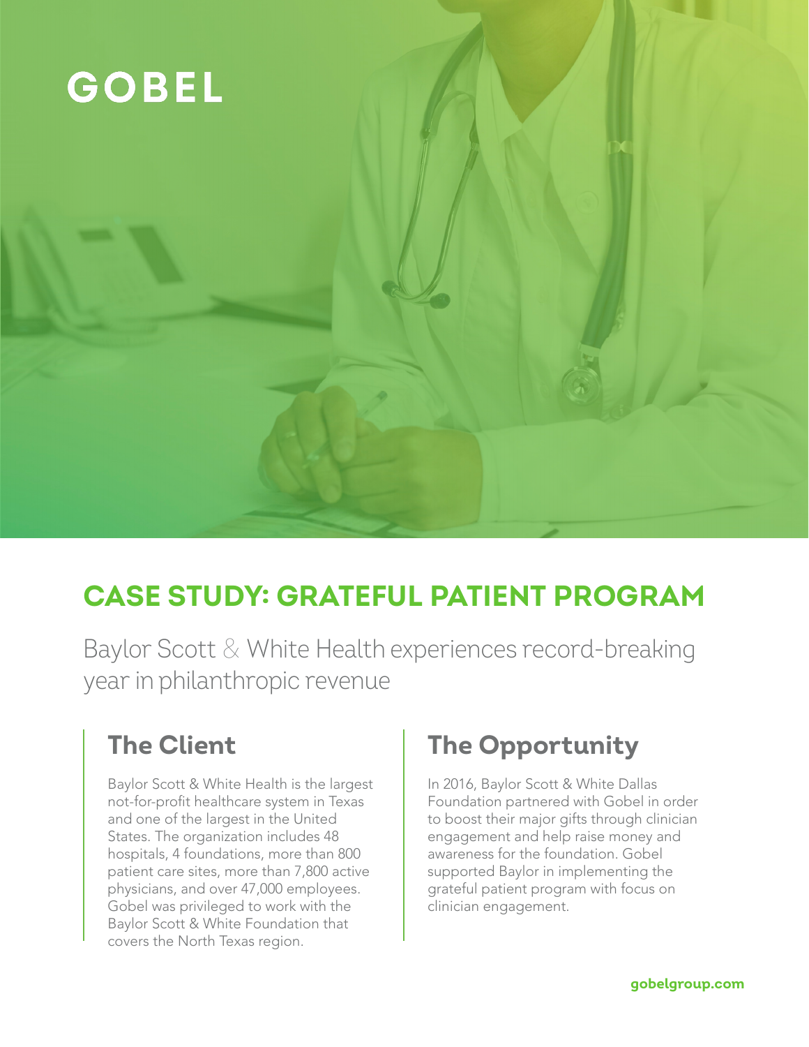GOBEL

# CASE STUDY: GRATEFUL PATIENT PROGRAM

Baylor Scott & White Health experiences record-breaking year in philanthropic revenue

## The Client

Baylor Scott & White Health is the largest not-for-profit healthcare system in Texas and one of the largest in the United States. The organization includes 48 hospitals, 4 foundations, more than 800 patient care sites, more than 7,800 active physicians, and over 47,000 employees. Gobel was privileged to work with the Baylor Scott & White Foundation that covers the North Texas region.

## The Opportunity

In 2016, Baylor Scott & White Dallas Foundation partnered with Gobel in order to boost their major gifts through clinician engagement and help raise money and awareness for the foundation. Gobel supported Baylor in implementing the grateful patient program with focus on clinician engagement.

gobelgroup.com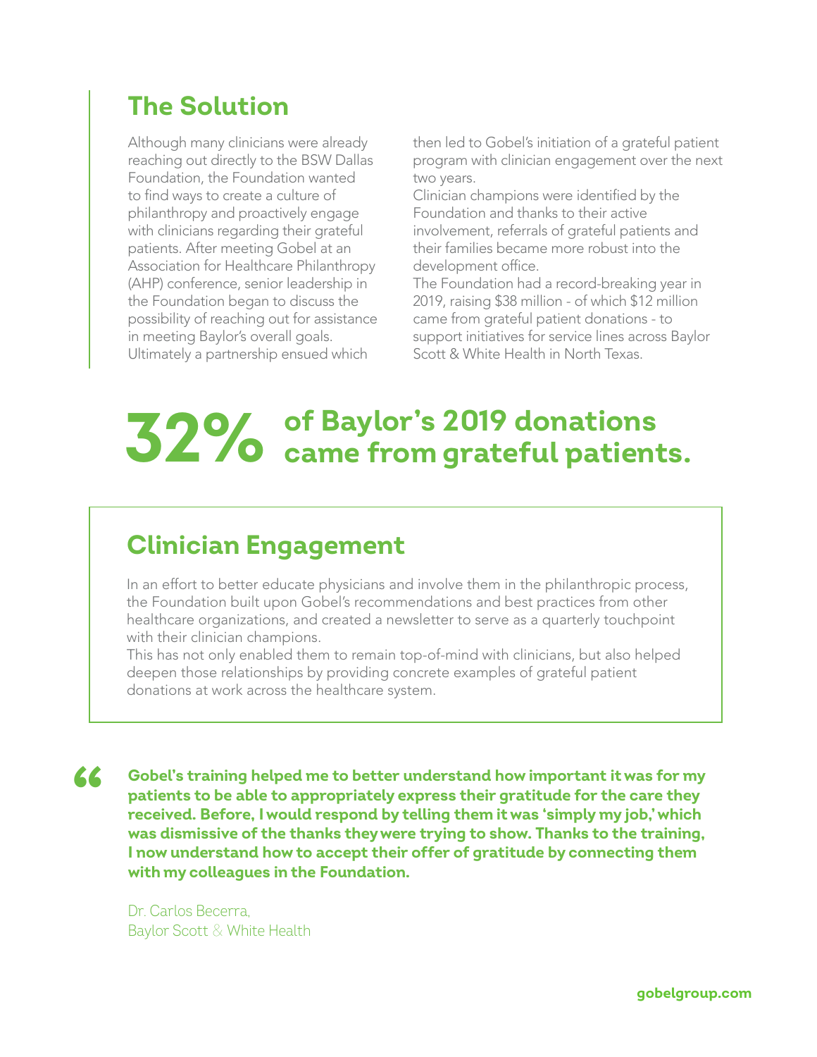## The Solution

Although many clinicians were already reaching out directly to the BSW Dallas Foundation, the Foundation wanted to find ways to create a culture of philanthropy and proactively engage with clinicians regarding their grateful patients. After meeting Gobel at an Association for Healthcare Philanthropy (AHP) conference, senior leadership in the Foundation began to discuss the possibility of reaching out for assistance in meeting Baylor's overall goals. Ultimately a partnership ensued which then led to Gobel's initiation of a grateful patient program with clinician engagement over the next two years.

Clinician champions were identified by the Foundation and thanks to their active involvement, referrals of grateful patients and their families became more robust into the development office.

The Foundation had a record-breaking year in 2019, raising $38 million - of which $12 million came from grateful patient donations - to support initiatives for service lines across Baylor Scott & White Health in North Texas.

**32% of Baylor's 2019 donations came from grateful patients.**

## Clinician Engagement

In an effort to better educate physicians and involve them in the philanthropic process, the Foundation built upon Gobel's recommendations and best practices from other healthcare organizations, and created a newsletter to serve as a quarterly touchpoint with their clinician champions.

This has not only enabled them to remain top-of-mind with clinicians, but also helped deepen those relationships by providing concrete examples of grateful patient donations at work across the healthcare system.

> **"Gobel's training helped me to better understand how important it was for my patients to be able to appropriately express their gratitude for the care they received. Before, I would respond by telling them it was 'simply my job,' which was dismissive of the thanks they were trying to show. Thanks to the training, I now understand how to accept their offer of gratitude by connecting them with my colleagues in the Foundation.**
>
> Dr. Carlos Becerra,
> Baylor Scott & White Health

gobelgroup.com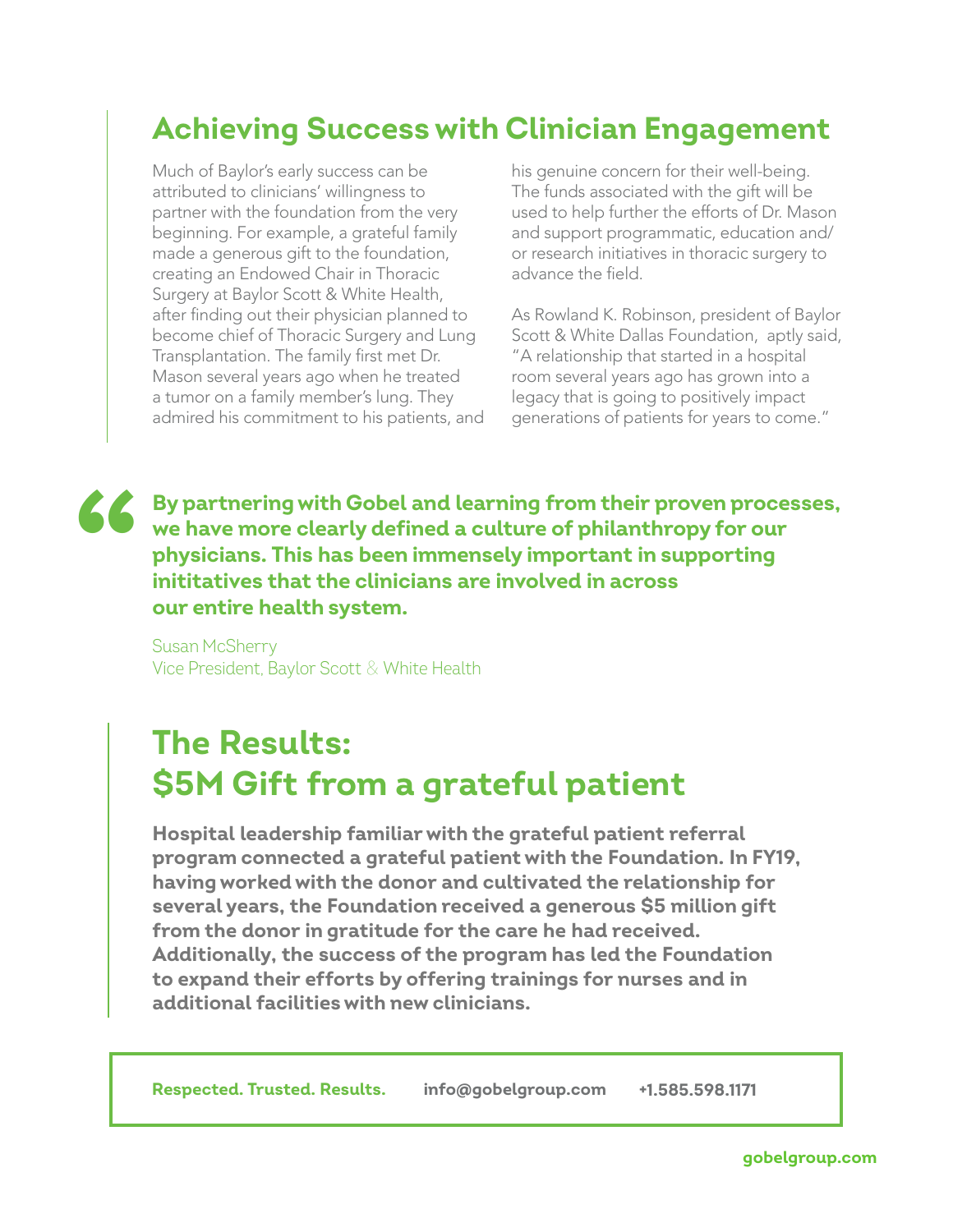## Achieving Success with Clinician Engagement

Much of Baylor's early success can be attributed to clinicians' willingness to partner with the foundation from the very beginning. For example, a grateful family made a generous gift to the foundation, creating an Endowed Chair in Thoracic Surgery at Baylor Scott & White Health, after finding out their physician planned to become chief of Thoracic Surgery and Lung Transplantation. The family first met Dr. Mason several years ago when he treated a tumor on a family member's lung. They admired his commitment to his patients, and his genuine concern for their well-being. The funds associated with the gift will be used to help further the efforts of Dr. Mason and support programmatic, education and/or research initiatives in thoracic surgery to advance the field.

As Rowland K. Robinson, president of Baylor Scott & White Dallas Foundation, aptly said, "A relationship that started in a hospital room several years ago has grown into a legacy that is going to positively impact generations of patients for years to come."

> **By partnering with Gobel and learning from their proven processes, we have more clearly defined a culture of philanthropy for our physicians. This has been immensely important in supporting inititatives that the clinicians are involved in across our entire health system.**
>
> Susan McSherry
> Vice President, Baylor Scott & White Health

## The Results: $5M Gift from a grateful patient

**Hospital leadership familiar with the grateful patient referral program connected a grateful patient with the Foundation. In FY19, having worked with the donor and cultivated the relationship for several years, the Foundation received a generous $5 million gift from the donor in gratitude for the care he had received. Additionally, the success of the program has led the Foundation to expand their efforts by offering trainings for nurses and in additional facilities with new clinicians.**

**Respected. Trusted. Results.** **info@gobelgroup.com** **+1.585.598.1171**

**gobelgroup.com**